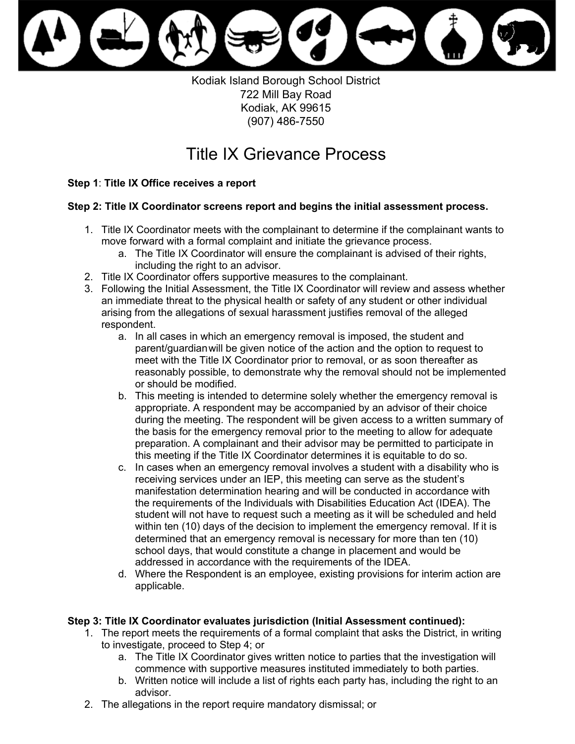Kodiak Island Borough School District
722 Mill Bay Road
Kodiak, AK 99615
(907) 486-7550

# Title IX Grievance Process

**Step 1**: **Title IX Office receives a report**

**Step 2: Title IX Coordinator screens report and begins the initial assessment process.**

1. Title IX Coordinator meets with the complainant to determine if the complainant wants to move forward with a formal complaint and initiate the grievance process.
    a. The Title IX Coordinator will ensure the complainant is advised of their rights, including the right to an advisor.
2. Title IX Coordinator offers supportive measures to the complainant.
3. Following the Initial Assessment, the Title IX Coordinator will review and assess whether an immediate threat to the physical health or safety of any student or other individual arising from the allegations of sexual harassment justifies removal of the alleged respondent.
    a. In all cases in which an emergency removal is imposed, the student and parent/guardian will be given notice of the action and the option to request to meet with the Title IX Coordinator prior to removal, or as soon thereafter as reasonably possible, to demonstrate why the removal should not be implemented or should be modified.
    b. This meeting is intended to determine solely whether the emergency removal is appropriate. A respondent may be accompanied by an advisor of their choice during the meeting. The respondent will be given access to a written summary of the basis for the emergency removal prior to the meeting to allow for adequate preparation. A complainant and their advisor may be permitted to participate in this meeting if the Title IX Coordinator determines it is equitable to do so.
    c. In cases when an emergency removal involves a student with a disability who is receiving services under an IEP, this meeting can serve as the student's manifestation determination hearing and will be conducted in accordance with the requirements of the Individuals with Disabilities Education Act (IDEA). The student will not have to request such a meeting as it will be scheduled and held within ten (10) days of the decision to implement the emergency removal. If it is determined that an emergency removal is necessary for more than ten (10) school days, that would constitute a change in placement and would be addressed in accordance with the requirements of the IDEA.
    d. Where the Respondent is an employee, existing provisions for interim action are applicable.

**Step 3: Title IX Coordinator evaluates jurisdiction (Initial Assessment continued):**

1. The report meets the requirements of a formal complaint that asks the District, in writing to investigate, proceed to Step 4; or
    a. The Title IX Coordinator gives written notice to parties that the investigation will commence with supportive measures instituted immediately to both parties.
    b. Written notice will include a list of rights each party has, including the right to an advisor.
2. The allegations in the report require mandatory dismissal; or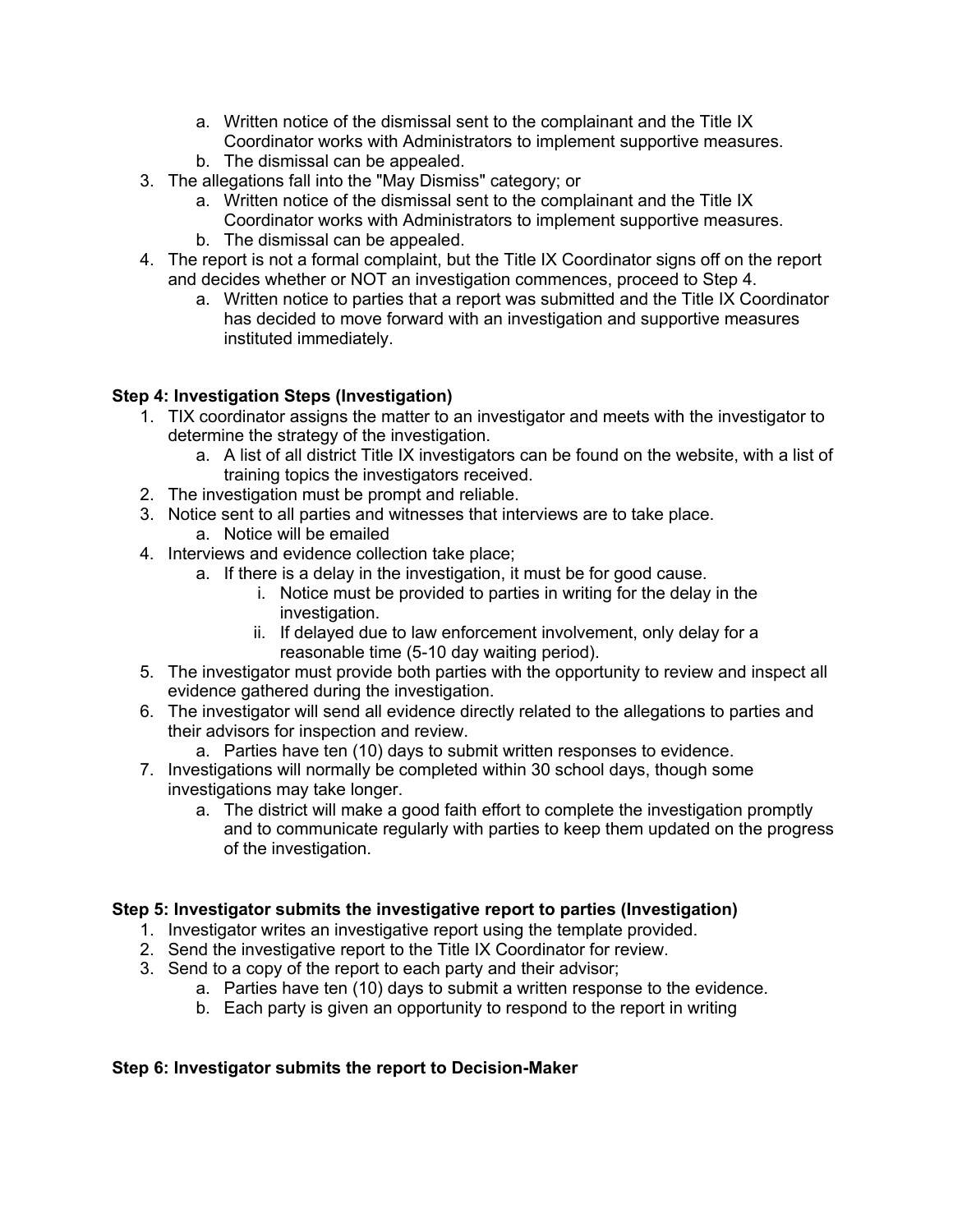a. Written notice of the dismissal sent to the complainant and the Title IX Coordinator works with Administrators to implement supportive measures.
   b. The dismissal can be appealed.
3. The allegations fall into the "May Dismiss" category; or
   a. Written notice of the dismissal sent to the complainant and the Title IX Coordinator works with Administrators to implement supportive measures.
   b. The dismissal can be appealed.
4. The report is not a formal complaint, but the Title IX Coordinator signs off on the report and decides whether or NOT an investigation commences, proceed to Step 4.
   a. Written notice to parties that a report was submitted and the Title IX Coordinator has decided to move forward with an investigation and supportive measures instituted immediately.

**Step 4: Investigation Steps (Investigation)**

1. TIX coordinator assigns the matter to an investigator and meets with the investigator to determine the strategy of the investigation.
   a. A list of all district Title IX investigators can be found on the website, with a list of training topics the investigators received.
2. The investigation must be prompt and reliable.
3. Notice sent to all parties and witnesses that interviews are to take place.
   a. Notice will be emailed
4. Interviews and evidence collection take place;
   a. If there is a delay in the investigation, it must be for good cause.
      i. Notice must be provided to parties in writing for the delay in the investigation.
      ii. If delayed due to law enforcement involvement, only delay for a reasonable time (5-10 day waiting period).
5. The investigator must provide both parties with the opportunity to review and inspect all evidence gathered during the investigation.
6. The investigator will send all evidence directly related to the allegations to parties and their advisors for inspection and review.
   a. Parties have ten (10) days to submit written responses to evidence.
7. Investigations will normally be completed within 30 school days, though some investigations may take longer.
   a. The district will make a good faith effort to complete the investigation promptly and to communicate regularly with parties to keep them updated on the progress of the investigation.

**Step 5: Investigator submits the investigative report to parties (Investigation)**

1. Investigator writes an investigative report using the template provided.
2. Send the investigative report to the Title IX Coordinator for review.
3. Send to a copy of the report to each party and their advisor;
   a. Parties have ten (10) days to submit a written response to the evidence.
   b. Each party is given an opportunity to respond to the report in writing

**Step 6: Investigator submits the report to Decision-Maker**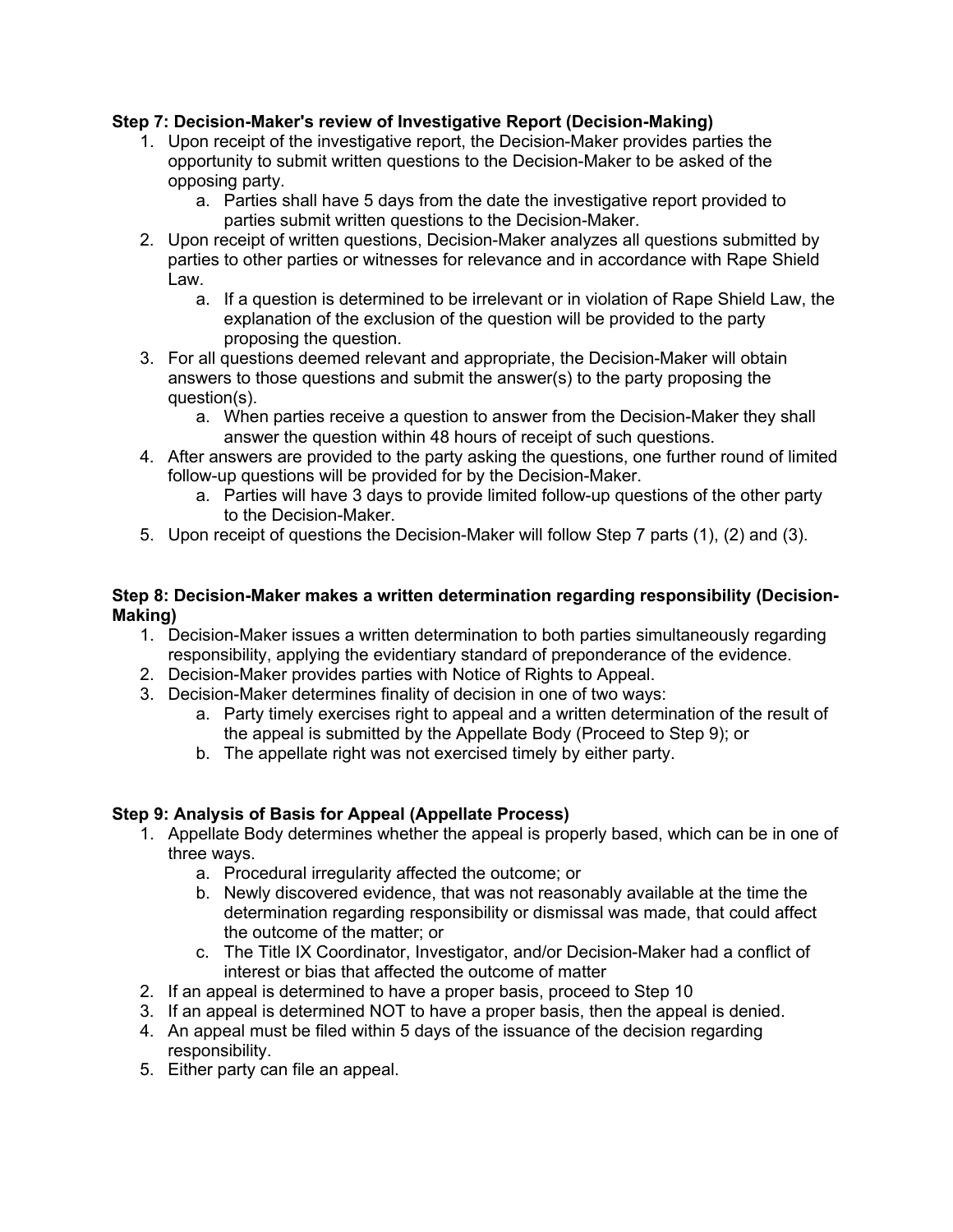**Step 7: Decision-Maker's review of Investigative Report (Decision-Making)**

1. Upon receipt of the investigative report, the Decision-Maker provides parties the opportunity to submit written questions to the Decision-Maker to be asked of the opposing party.
    a. Parties shall have 5 days from the date the investigative report provided to parties submit written questions to the Decision-Maker.
2. Upon receipt of written questions, Decision-Maker analyzes all questions submitted by parties to other parties or witnesses for relevance and in accordance with Rape Shield Law.
    a. If a question is determined to be irrelevant or in violation of Rape Shield Law, the explanation of the exclusion of the question will be provided to the party proposing the question.
3. For all questions deemed relevant and appropriate, the Decision-Maker will obtain answers to those questions and submit the answer(s) to the party proposing the question(s).
    a. When parties receive a question to answer from the Decision-Maker they shall answer the question within 48 hours of receipt of such questions.
4. After answers are provided to the party asking the questions, one further round of limited follow-up questions will be provided for by the Decision-Maker.
    a. Parties will have 3 days to provide limited follow-up questions of the other party to the Decision-Maker.
5. Upon receipt of questions the Decision-Maker will follow Step 7 parts (1), (2) and (3).

**Step 8: Decision-Maker makes a written determination regarding responsibility (Decision-Making)**

1. Decision-Maker issues a written determination to both parties simultaneously regarding responsibility, applying the evidentiary standard of preponderance of the evidence.
2. Decision-Maker provides parties with Notice of Rights to Appeal.
3. Decision-Maker determines finality of decision in one of two ways:
    a. Party timely exercises right to appeal and a written determination of the result of the appeal is submitted by the Appellate Body (Proceed to Step 9); or
    b. The appellate right was not exercised timely by either party.

**Step 9: Analysis of Basis for Appeal (Appellate Process)**

1. Appellate Body determines whether the appeal is properly based, which can be in one of three ways.
    a. Procedural irregularity affected the outcome; or
    b. Newly discovered evidence, that was not reasonably available at the time the determination regarding responsibility or dismissal was made, that could affect the outcome of the matter; or
    c. The Title IX Coordinator, Investigator, and/or Decision-Maker had a conflict of interest or bias that affected the outcome of matter
2. If an appeal is determined to have a proper basis, proceed to Step 10
3. If an appeal is determined NOT to have a proper basis, then the appeal is denied.
4. An appeal must be filed within 5 days of the issuance of the decision regarding responsibility.
5. Either party can file an appeal.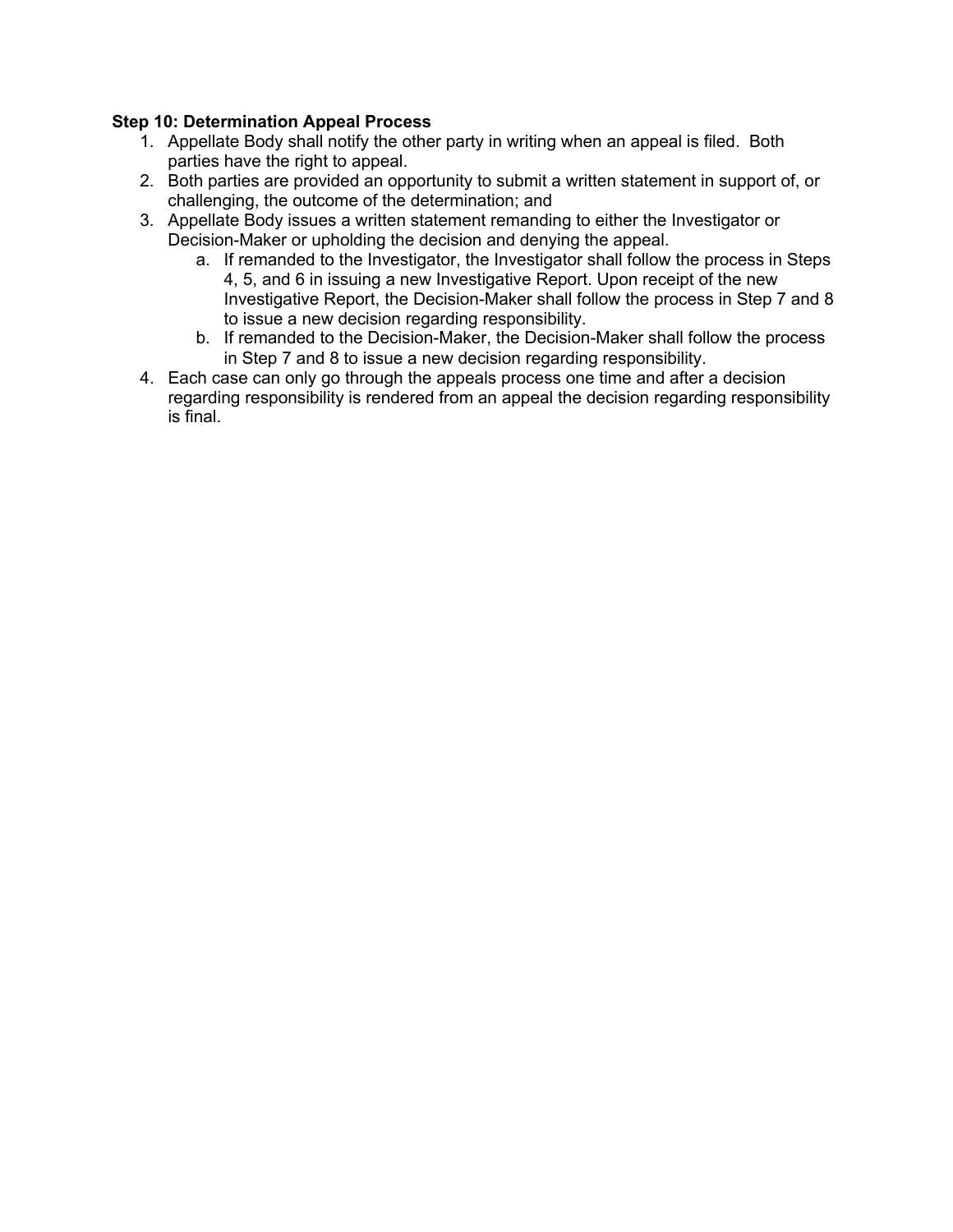**Step 10: Determination Appeal Process**

1. Appellate Body shall notify the other party in writing when an appeal is filed. Both parties have the right to appeal.
2. Both parties are provided an opportunity to submit a written statement in support of, or challenging, the outcome of the determination; and
3. Appellate Body issues a written statement remanding to either the Investigator or Decision-Maker or upholding the decision and denying the appeal.
    a. If remanded to the Investigator, the Investigator shall follow the process in Steps 4, 5, and 6 in issuing a new Investigative Report. Upon receipt of the new Investigative Report, the Decision-Maker shall follow the process in Step 7 and 8 to issue a new decision regarding responsibility.
    b. If remanded to the Decision-Maker, the Decision-Maker shall follow the process in Step 7 and 8 to issue a new decision regarding responsibility.
4. Each case can only go through the appeals process one time and after a decision regarding responsibility is rendered from an appeal the decision regarding responsibility is final.